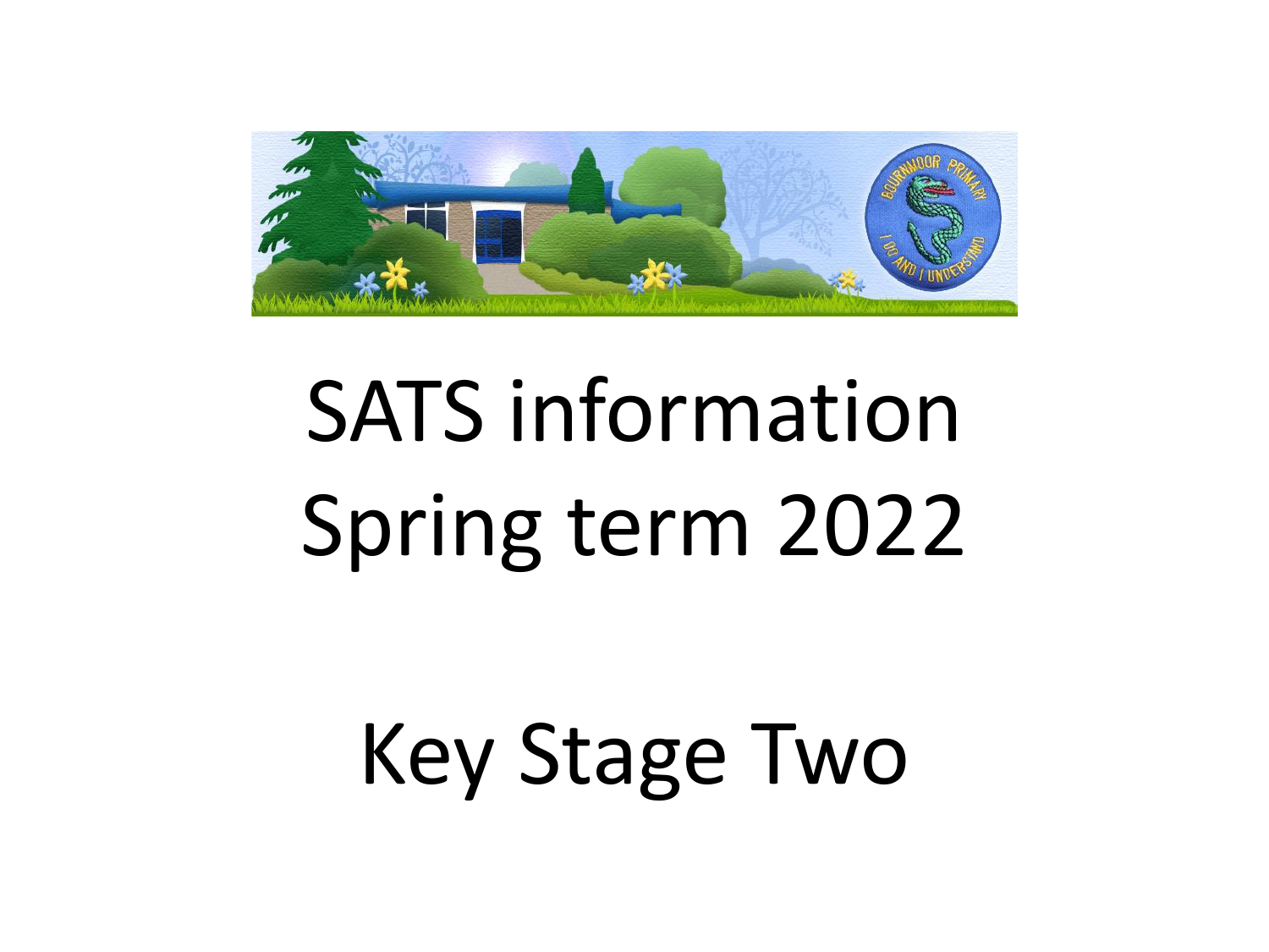# SATS information Spring term 2022

# Key Stage Two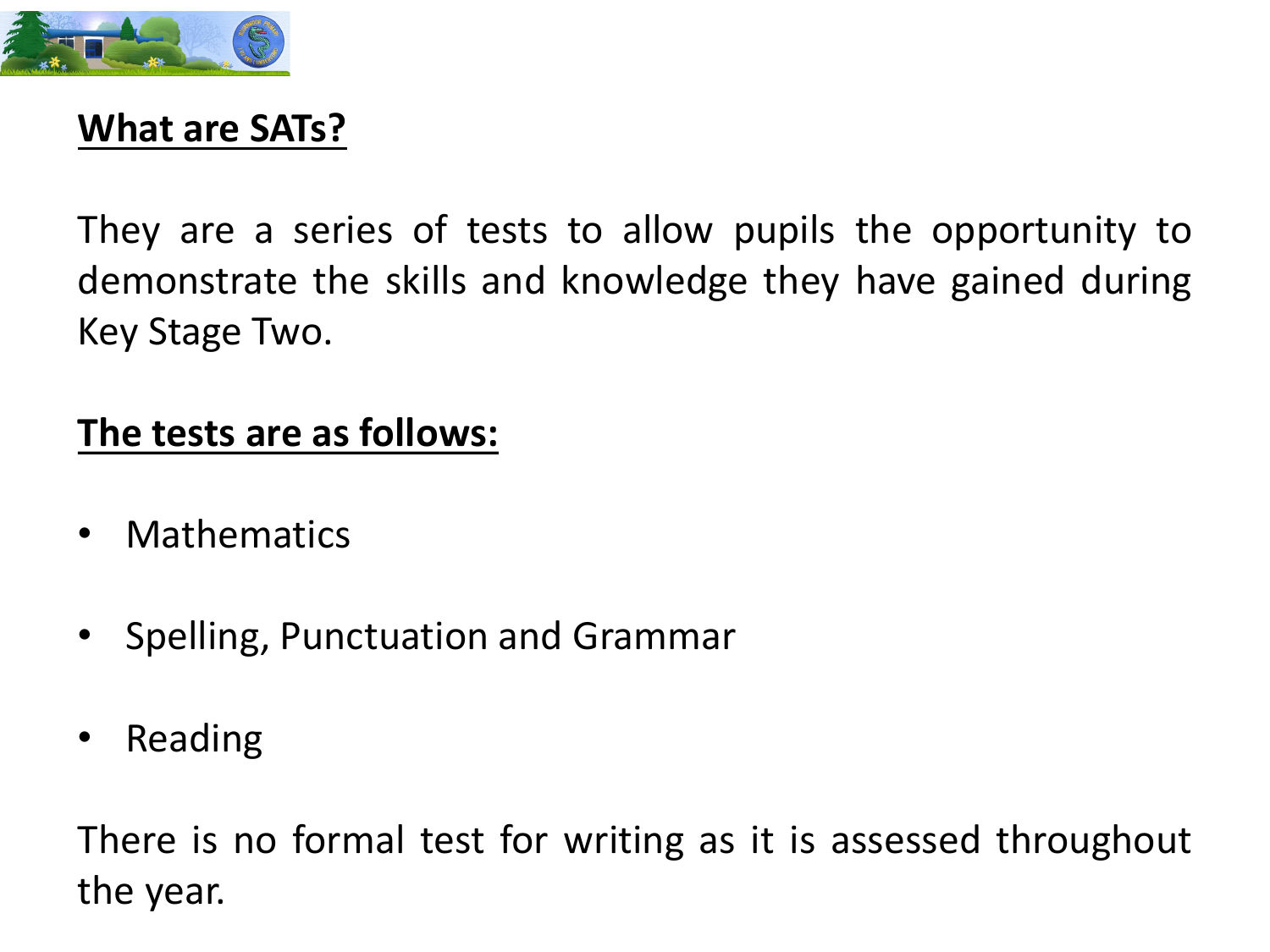**What are SATs?**

They are a series of tests to allow pupils the opportunity to demonstrate the skills and knowledge they have gained during Key Stage Two.

**The tests are as follows:**

- Mathematics
- Spelling, Punctuation and Grammar
- Reading

There is no formal test for writing as it is assessed throughout the year.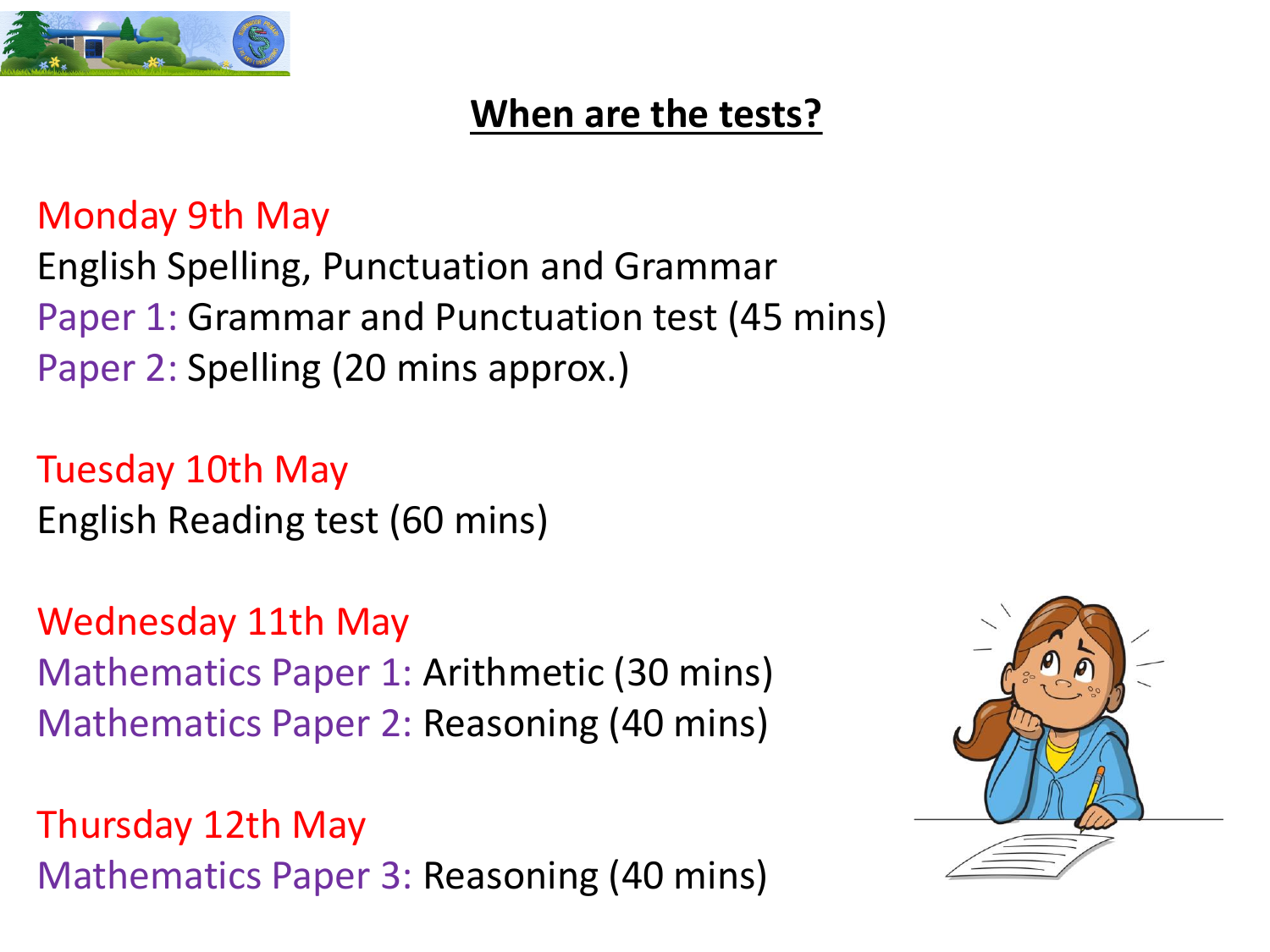## When are the tests?

Monday 9th May

English Spelling, Punctuation and Grammar

Paper 1: Grammar and Punctuation test (45 mins)

Paper 2: Spelling (20 mins approx.)

Tuesday 10th May

English Reading test (60 mins)

Wednesday 11th May

Mathematics Paper 1: Arithmetic (30 mins)

Mathematics Paper 2: Reasoning (40 mins)

Thursday 12th May

Mathematics Paper 3: Reasoning (40 mins)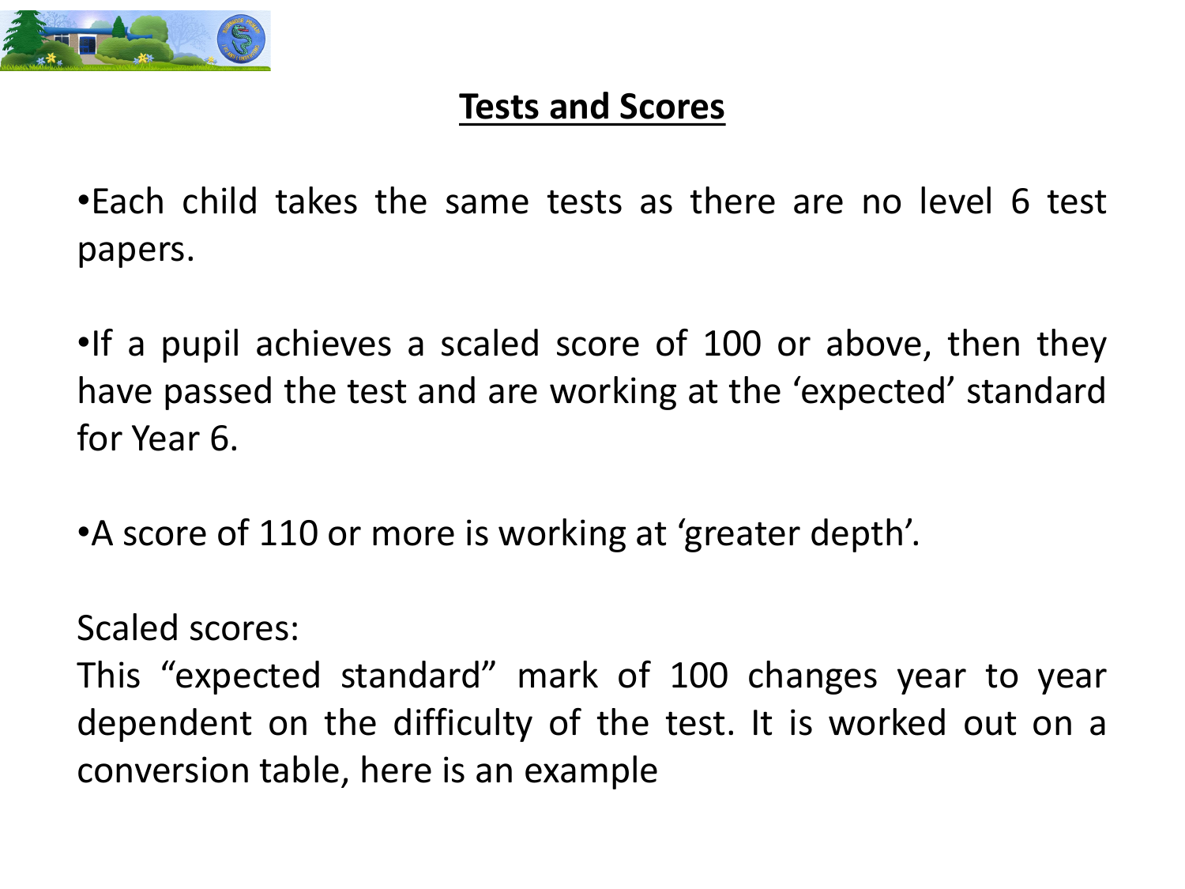## Tests and Scores

- Each child takes the same tests as there are no level 6 test papers.

- If a pupil achieves a scaled score of 100 or above, then they have passed the test and are working at the ‘expected’ standard for Year 6.

- A score of 110 or more is working at ‘greater depth’.

Scaled scores:
This “expected standard” mark of 100 changes year to year dependent on the difficulty of the test. It is worked out on a conversion table, here is an example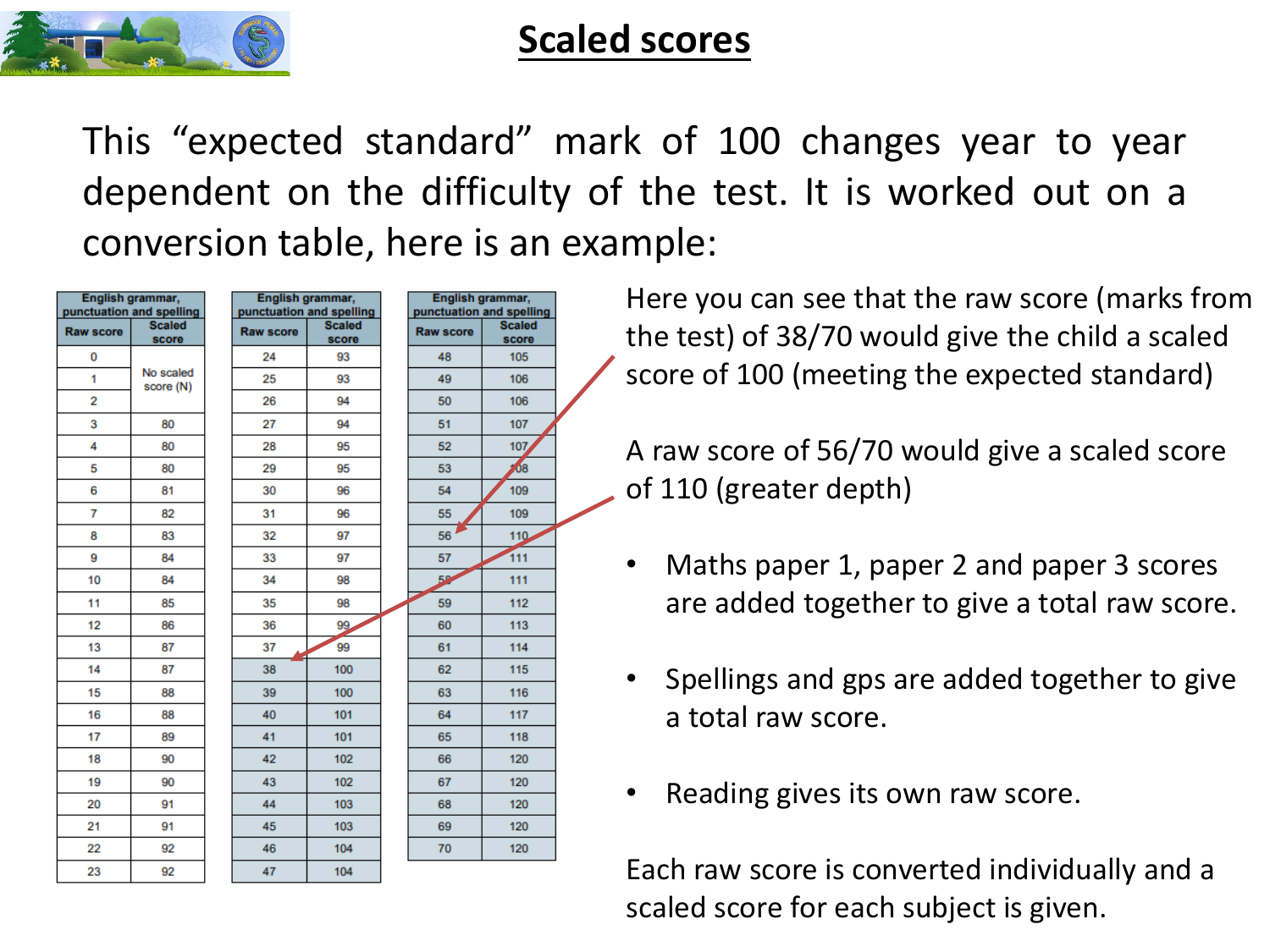# Scaled scores

This "expected standard" mark of 100 changes year to year dependent on the difficulty of the test. It is worked out on a conversion table, here is an example:

| English grammar, punctuation and spelling | |
|---|---|
| Raw score | Scaled score |
| 0 | No scaled score (N) |
| 1 | No scaled score (N) |
| 2 | No scaled score (N) |
| 3 | 80 |
| 4 | 80 |
| 5 | 80 |
| 6 | 81 |
| 7 | 82 |
| 8 | 83 |
| 9 | 84 |
| 10 | 84 |
| 11 | 85 |
| 12 | 86 |
| 13 | 87 |
| 14 | 87 |
| 15 | 88 |
| 16 | 88 |
| 17 | 89 |
| 18 | 90 |
| 19 | 90 |
| 20 | 91 |
| 21 | 91 |
| 22 | 92 |
| 23 | 92 |

| English grammar, punctuation and spelling | |
|---|---|
| Raw score | Scaled score |
| 24 | 93 |
| 25 | 93 |
| 26 | 94 |
| 27 | 94 |
| 28 | 95 |
| 29 | 95 |
| 30 | 96 |
| 31 | 96 |
| 32 | 97 |
| 33 | 97 |
| 34 | 98 |
| 35 | 98 |
| 36 | 99 |
| 37 | 99 |
| 38 | 100 |
| 39 | 100 |
| 40 | 101 |
| 41 | 101 |
| 42 | 102 |
| 43 | 102 |
| 44 | 103 |
| 45 | 103 |
| 46 | 104 |
| 47 | 104 |

| English grammar, punctuation and spelling | |
|---|---|
| Raw score | Scaled score |
| 48 | 105 |
| 49 | 106 |
| 50 | 106 |
| 51 | 107 |
| 52 | 107 |
| 53 | 108 |
| 54 | 109 |
| 55 | 109 |
| 56 | 110 |
| 57 | 111 |
| 58 | 111 |
| 59 | 112 |
| 60 | 113 |
| 61 | 114 |
| 62 | 115 |
| 63 | 116 |
| 64 | 117 |
| 65 | 118 |
| 66 | 120 |
| 67 | 120 |
| 68 | 120 |
| 69 | 120 |
| 70 | 120 |

Here you can see that the raw score (marks from the test) of 38/70 would give the child a scaled score of 100 (meeting the expected standard)

A raw score of 56/70 would give a scaled score of 110 (greater depth)

- Maths paper 1, paper 2 and paper 3 scores are added together to give a total raw score.
- Spellings and gps are added together to give a total raw score.
- Reading gives its own raw score.

Each raw score is converted individually and a scaled score for each subject is given.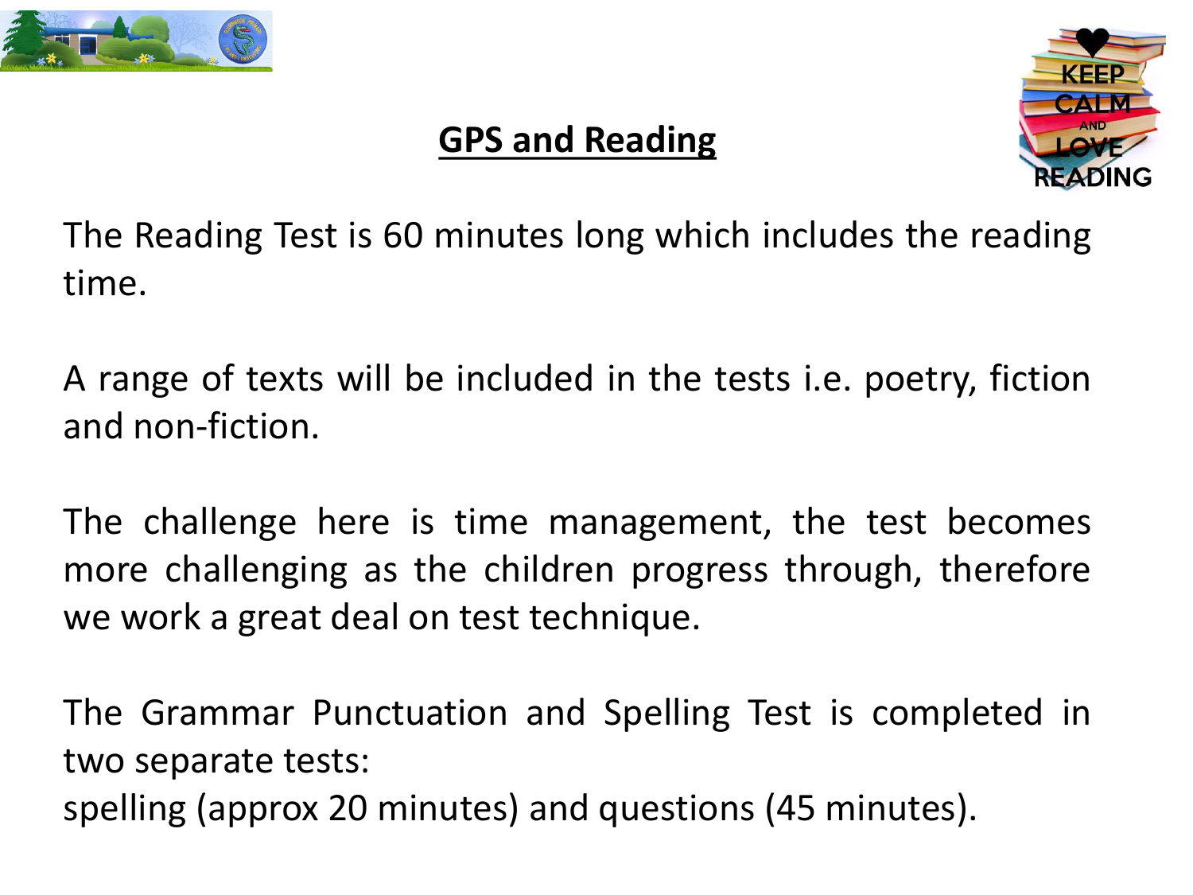# GPS and Reading

The Reading Test is 60 minutes long which includes the reading time.

A range of texts will be included in the tests i.e. poetry, fiction and non-fiction.

The challenge here is time management, the test becomes more challenging as the children progress through, therefore we work a great deal on test technique.

The Grammar Punctuation and Spelling Test is completed in two separate tests:
spelling (approx 20 minutes) and questions (45 minutes).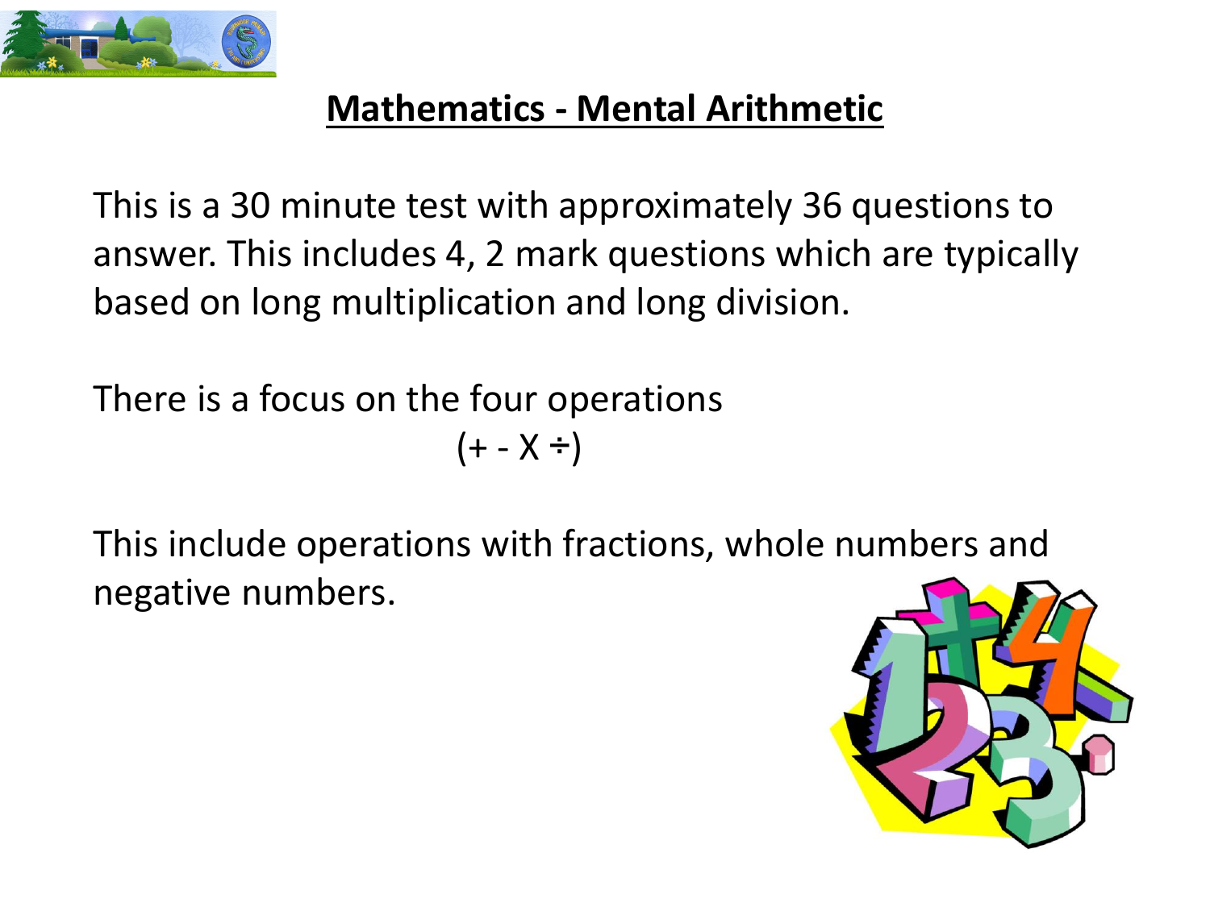# Mathematics - Mental Arithmetic

This is a 30 minute test with approximately 36 questions to answer. This includes 4, 2 mark questions which are typically based on long multiplication and long division.

There is a focus on the four operations
(+ - X ÷)

This include operations with fractions, whole numbers and negative numbers.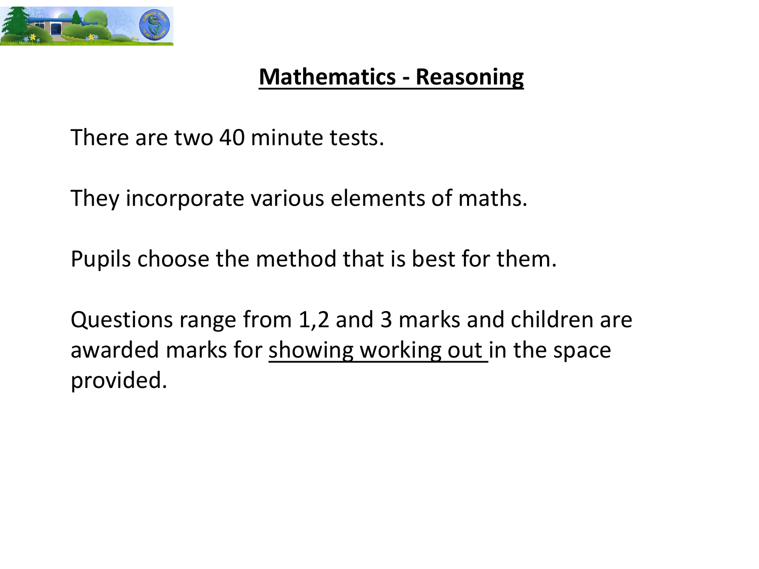# **Mathematics - Reasoning**

There are two 40 minute tests.

They incorporate various elements of maths.

Pupils choose the method that is best for them.

Questions range from 1,2 and 3 marks and children are awarded marks for <u>showing working out</u> in the space provided.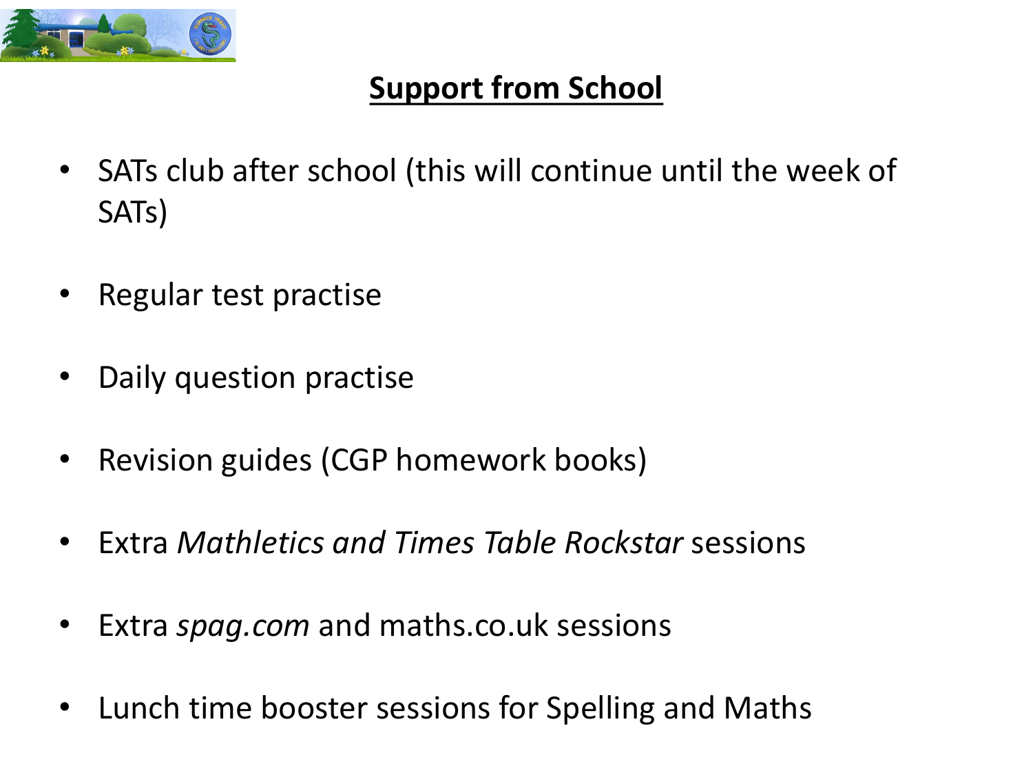## Support from School

- SATs club after school (this will continue until the week of SATs)
- Regular test practise
- Daily question practise
- Revision guides (CGP homework books)
- Extra *Mathletics and Times Table Rockstar* sessions
- Extra *spag.com* and maths.co.uk sessions
- Lunch time booster sessions for Spelling and Maths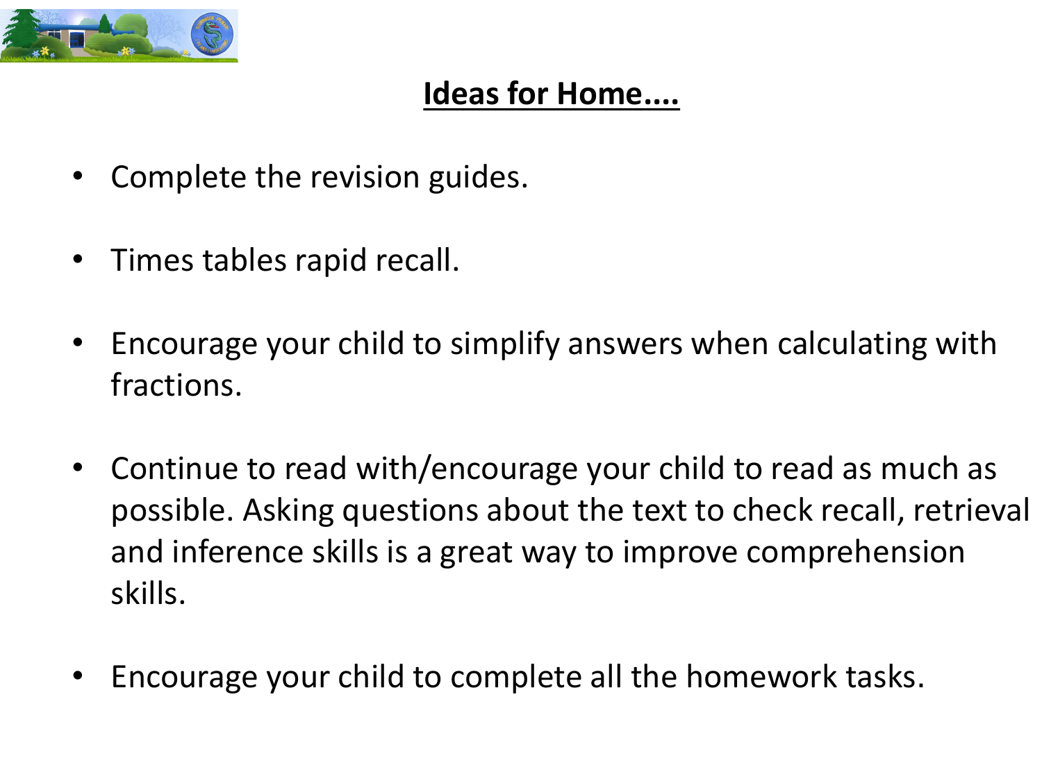## Ideas for Home....

- Complete the revision guides.
- Times tables rapid recall.
- Encourage your child to simplify answers when calculating with fractions.
- Continue to read with/encourage your child to read as much as possible. Asking questions about the text to check recall, retrieval and inference skills is a great way to improve comprehension skills.
- Encourage your child to complete all the homework tasks.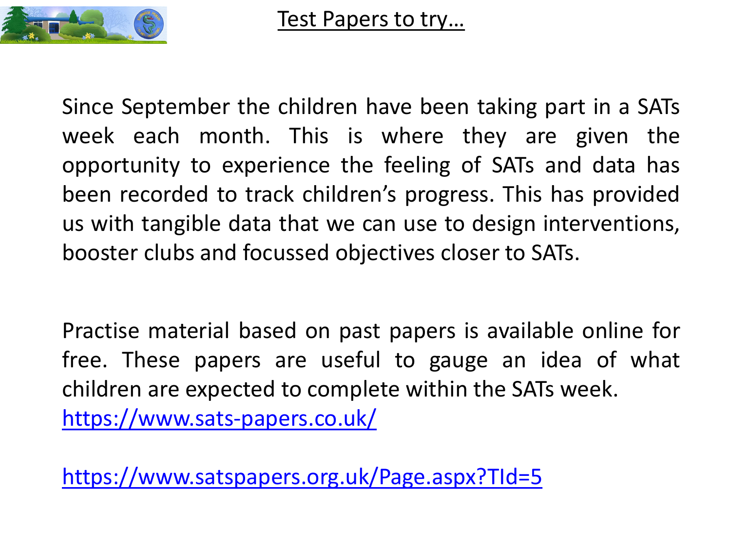# Test Papers to try…

Since September the children have been taking part in a SATs week each month. This is where they are given the opportunity to experience the feeling of SATs and data has been recorded to track children's progress. This has provided us with tangible data that we can use to design interventions, booster clubs and focussed objectives closer to SATs.

Practise material based on past papers is available online for free. These papers are useful to gauge an idea of what children are expected to complete within the SATs week.

https://www.sats-papers.co.uk/

https://www.satspapers.org.uk/Page.aspx?TId=5